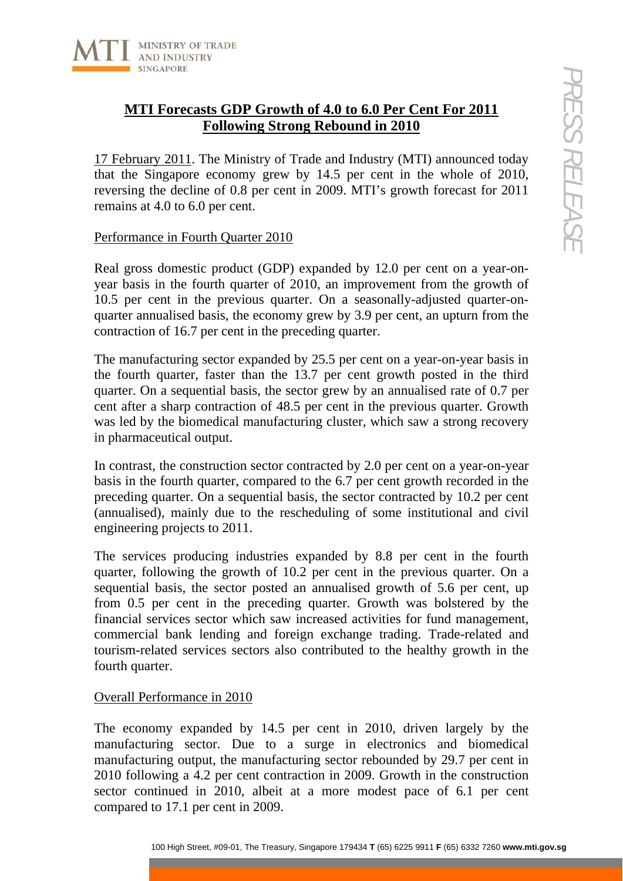# MTI Forecasts GDP Growth of 4.0 to 6.0 Per Cent For 2011 Following Strong Rebound in 2010

17 February 2011. The Ministry of Trade and Industry (MTI) announced today that the Singapore economy grew by 14.5 per cent in the whole of 2010, reversing the decline of 0.8 per cent in 2009. MTI's growth forecast for 2011 remains at 4.0 to 6.0 per cent.

## Performance in Fourth Quarter 2010

Real gross domestic product (GDP) expanded by 12.0 per cent on a year-on-year basis in the fourth quarter of 2010, an improvement from the growth of 10.5 per cent in the previous quarter. On a seasonally-adjusted quarter-on-quarter annualised basis, the economy grew by 3.9 per cent, an upturn from the contraction of 16.7 per cent in the preceding quarter.

The manufacturing sector expanded by 25.5 per cent on a year-on-year basis in the fourth quarter, faster than the 13.7 per cent growth posted in the third quarter. On a sequential basis, the sector grew by an annualised rate of 0.7 per cent after a sharp contraction of 48.5 per cent in the previous quarter. Growth was led by the biomedical manufacturing cluster, which saw a strong recovery in pharmaceutical output.

In contrast, the construction sector contracted by 2.0 per cent on a year-on-year basis in the fourth quarter, compared to the 6.7 per cent growth recorded in the preceding quarter. On a sequential basis, the sector contracted by 10.2 per cent (annualised), mainly due to the rescheduling of some institutional and civil engineering projects to 2011.

The services producing industries expanded by 8.8 per cent in the fourth quarter, following the growth of 10.2 per cent in the previous quarter. On a sequential basis, the sector posted an annualised growth of 5.6 per cent, up from 0.5 per cent in the preceding quarter. Growth was bolstered by the financial services sector which saw increased activities for fund management, commercial bank lending and foreign exchange trading. Trade-related and tourism-related services sectors also contributed to the healthy growth in the fourth quarter.

## Overall Performance in 2010

The economy expanded by 14.5 per cent in 2010, driven largely by the manufacturing sector. Due to a surge in electronics and biomedical manufacturing output, the manufacturing sector rebounded by 29.7 per cent in 2010 following a 4.2 per cent contraction in 2009. Growth in the construction sector continued in 2010, albeit at a more modest pace of 6.1 per cent compared to 17.1 per cent in 2009.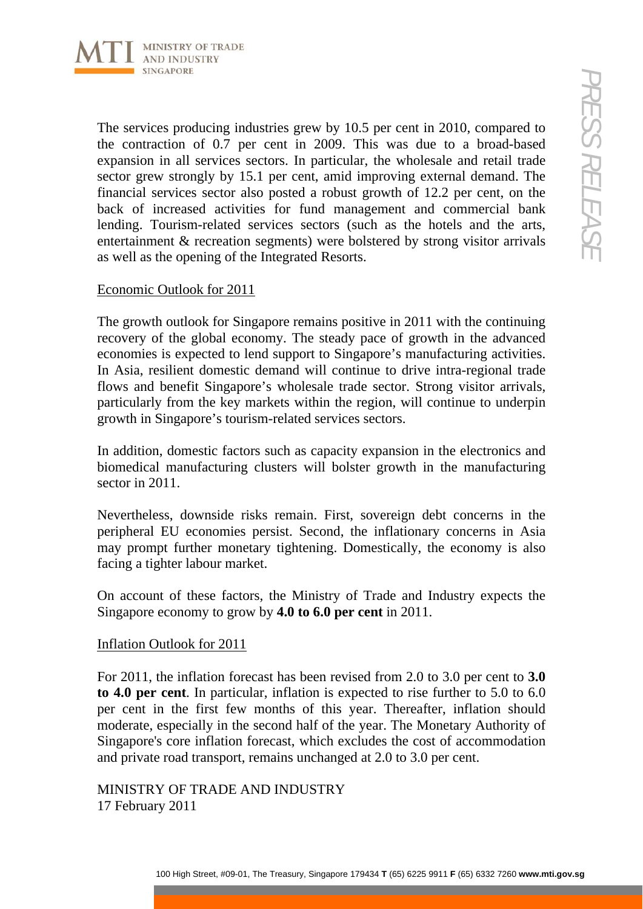The services producing industries grew by 10.5 per cent in 2010, compared to the contraction of 0.7 per cent in 2009. This was due to a broad-based expansion in all services sectors. In particular, the wholesale and retail trade sector grew strongly by 15.1 per cent, amid improving external demand. The financial services sector also posted a robust growth of 12.2 per cent, on the back of increased activities for fund management and commercial bank lending. Tourism-related services sectors (such as the hotels and the arts, entertainment & recreation segments) were bolstered by strong visitor arrivals as well as the opening of the Integrated Resorts.

## Economic Outlook for 2011

The growth outlook for Singapore remains positive in 2011 with the continuing recovery of the global economy. The steady pace of growth in the advanced economies is expected to lend support to Singapore's manufacturing activities. In Asia, resilient domestic demand will continue to drive intra-regional trade flows and benefit Singapore's wholesale trade sector. Strong visitor arrivals, particularly from the key markets within the region, will continue to underpin growth in Singapore's tourism-related services sectors.

In addition, domestic factors such as capacity expansion in the electronics and biomedical manufacturing clusters will bolster growth in the manufacturing sector in 2011.

Nevertheless, downside risks remain. First, sovereign debt concerns in the peripheral EU economies persist. Second, the inflationary concerns in Asia may prompt further monetary tightening. Domestically, the economy is also facing a tighter labour market.

On account of these factors, the Ministry of Trade and Industry expects the Singapore economy to grow by **4.0 to 6.0 per cent** in 2011.

## Inflation Outlook for 2011

For 2011, the inflation forecast has been revised from 2.0 to 3.0 per cent to **3.0 to 4.0 per cent**. In particular, inflation is expected to rise further to 5.0 to 6.0 per cent in the first few months of this year. Thereafter, inflation should moderate, especially in the second half of the year. The Monetary Authority of Singapore's core inflation forecast, which excludes the cost of accommodation and private road transport, remains unchanged at 2.0 to 3.0 per cent.

MINISTRY OF TRADE AND INDUSTRY
17 February 2011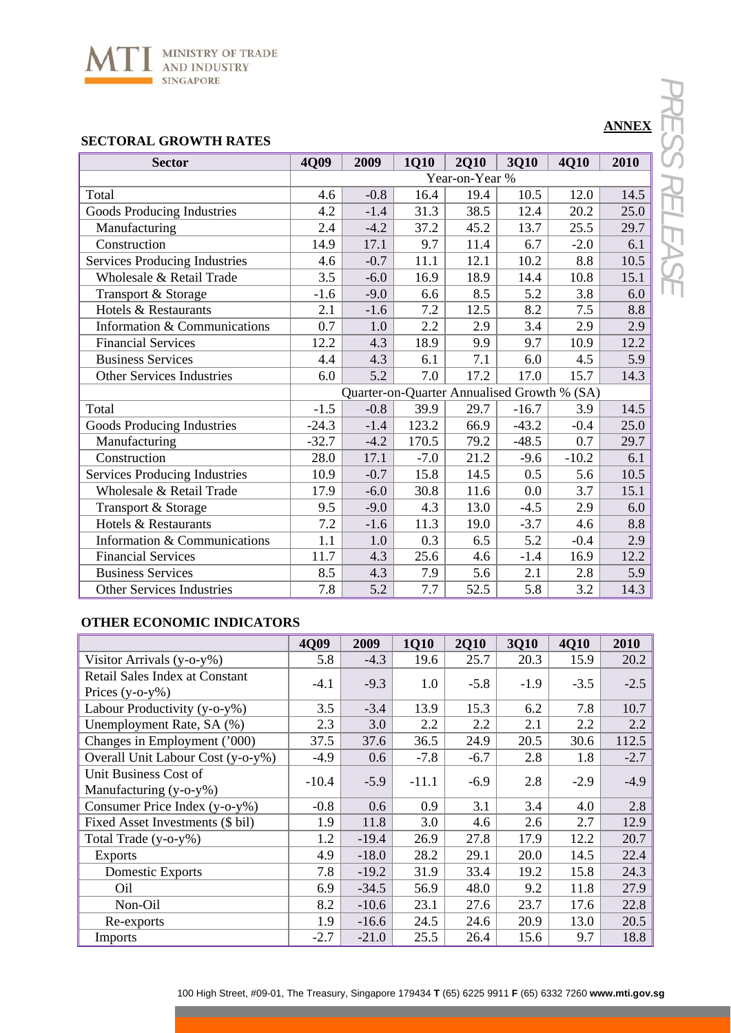**ANNEX**

**SECTORAL GROWTH RATES**

| Sector | 4Q09 | 2009 | 1Q10 | 2Q10 | 3Q10 | 4Q10 | 2010 |
|---|---|---|---|---|---|---|---|
| | Year-on-Year % | | | | | | |
| Total | 4.6 | -0.8 | 16.4 | 19.4 | 10.5 | 12.0 | 14.5 |
| Goods Producing Industries | 4.2 | -1.4 | 31.3 | 38.5 | 12.4 | 20.2 | 25.0 |
| Manufacturing | 2.4 | -4.2 | 37.2 | 45.2 | 13.7 | 25.5 | 29.7 |
| Construction | 14.9 | 17.1 | 9.7 | 11.4 | 6.7 | -2.0 | 6.1 |
| Services Producing Industries | 4.6 | -0.7 | 11.1 | 12.1 | 10.2 | 8.8 | 10.5 |
| Wholesale & Retail Trade | 3.5 | -6.0 | 16.9 | 18.9 | 14.4 | 10.8 | 15.1 |
| Transport & Storage | -1.6 | -9.0 | 6.6 | 8.5 | 5.2 | 3.8 | 6.0 |
| Hotels & Restaurants | 2.1 | -1.6 | 7.2 | 12.5 | 8.2 | 7.5 | 8.8 |
| Information & Communications | 0.7 | 1.0 | 2.2 | 2.9 | 3.4 | 2.9 | 2.9 |
| Financial Services | 12.2 | 4.3 | 18.9 | 9.9 | 9.7 | 10.9 | 12.2 |
| Business Services | 4.4 | 4.3 | 6.1 | 7.1 | 6.0 | 4.5 | 5.9 |
| Other Services Industries | 6.0 | 5.2 | 7.0 | 17.2 | 17.0 | 15.7 | 14.3 |
| | Quarter-on-Quarter Annualised Growth % (SA) | | | | | | |
| Total | -1.5 | -0.8 | 39.9 | 29.7 | -16.7 | 3.9 | 14.5 |
| Goods Producing Industries | -24.3 | -1.4 | 123.2 | 66.9 | -43.2 | -0.4 | 25.0 |
| Manufacturing | -32.7 | -4.2 | 170.5 | 79.2 | -48.5 | 0.7 | 29.7 |
| Construction | 28.0 | 17.1 | -7.0 | 21.2 | -9.6 | -10.2 | 6.1 |
| Services Producing Industries | 10.9 | -0.7 | 15.8 | 14.5 | 0.5 | 5.6 | 10.5 |
| Wholesale & Retail Trade | 17.9 | -6.0 | 30.8 | 11.6 | 0.0 | 3.7 | 15.1 |
| Transport & Storage | 9.5 | -9.0 | 4.3 | 13.0 | -4.5 | 2.9 | 6.0 |
| Hotels & Restaurants | 7.2 | -1.6 | 11.3 | 19.0 | -3.7 | 4.6 | 8.8 |
| Information & Communications | 1.1 | 1.0 | 0.3 | 6.5 | 5.2 | -0.4 | 2.9 |
| Financial Services | 11.7 | 4.3 | 25.6 | 4.6 | -1.4 | 16.9 | 12.2 |
| Business Services | 8.5 | 4.3 | 7.9 | 5.6 | 2.1 | 2.8 | 5.9 |
| Other Services Industries | 7.8 | 5.2 | 7.7 | 52.5 | 5.8 | 3.2 | 14.3 |

**OTHER ECONOMIC INDICATORS**

| | 4Q09 | 2009 | 1Q10 | 2Q10 | 3Q10 | 4Q10 | 2010 |
|---|---|---|---|---|---|---|---|
| Visitor Arrivals (y-o-y%) | 5.8 | -4.3 | 19.6 | 25.7 | 20.3 | 15.9 | 20.2 |
| Retail Sales Index at Constant Prices (y-o-y%) | -4.1 | -9.3 | 1.0 | -5.8 | -1.9 | -3.5 | -2.5 |
| Labour Productivity (y-o-y%) | 3.5 | -3.4 | 13.9 | 15.3 | 6.2 | 7.8 | 10.7 |
| Unemployment Rate, SA (%) | 2.3 | 3.0 | 2.2 | 2.2 | 2.1 | 2.2 | 2.2 |
| Changes in Employment ('000) | 37.5 | 37.6 | 36.5 | 24.9 | 20.5 | 30.6 | 112.5 |
| Overall Unit Labour Cost (y-o-y%) | -4.9 | 0.6 | -7.8 | -6.7 | 2.8 | 1.8 | -2.7 |
| Unit Business Cost of Manufacturing (y-o-y%) | -10.4 | -5.9 | -11.1 | -6.9 | 2.8 | -2.9 | -4.9 |
| Consumer Price Index (y-o-y%) | -0.8 | 0.6 | 0.9 | 3.1 | 3.4 | 4.0 | 2.8 |
| Fixed Asset Investments ($ bil) | 1.9 | 11.8 | 3.0 | 4.6 | 2.6 | 2.7 | 12.9 |
| Total Trade (y-o-y%) | 1.2 | -19.4 | 26.9 | 27.8 | 17.9 | 12.2 | 20.7 |
| Exports | 4.9 | -18.0 | 28.2 | 29.1 | 20.0 | 14.5 | 22.4 |
| Domestic Exports | 7.8 | -19.2 | 31.9 | 33.4 | 19.2 | 15.8 | 24.3 |
| Oil | 6.9 | -34.5 | 56.9 | 48.0 | 9.2 | 11.8 | 27.9 |
| Non-Oil | 8.2 | -10.6 | 23.1 | 27.6 | 23.7 | 17.6 | 22.8 |
| Re-exports | 1.9 | -16.6 | 24.5 | 24.6 | 20.9 | 13.0 | 20.5 |
| Imports | -2.7 | -21.0 | 25.5 | 26.4 | 15.6 | 9.7 | 18.8 |